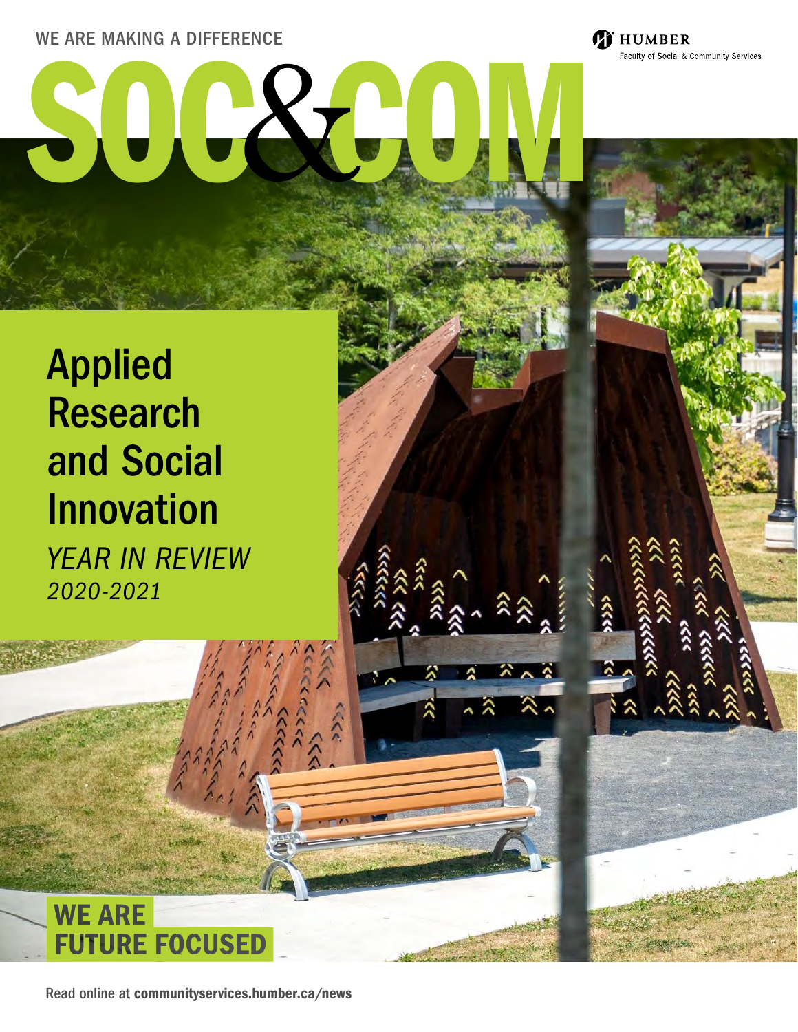WE ARE MAKING A DIFFERENCE

HUMBER
Faculty of Social & Community Services

# SOC&COM

## Applied Research and Social Innovation

*YEAR IN REVIEW*
*2020-2021*

**WE ARE FUTURE FOCUSED**

Read online at **communityservices.humber.ca/news**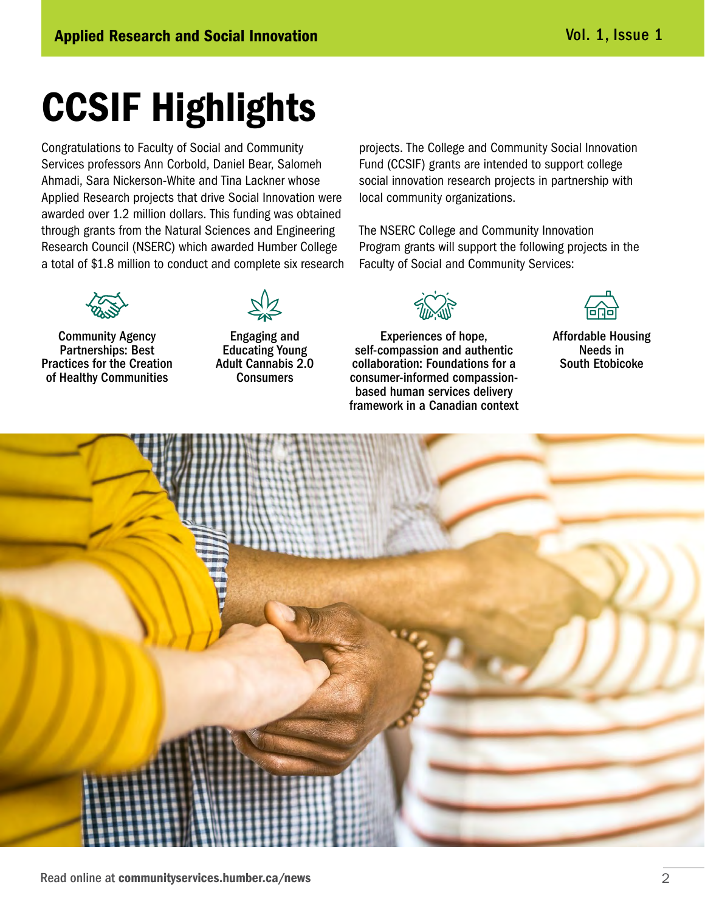# CCSIF Highlights

Congratulations to Faculty of Social and Community Services professors Ann Corbold, Daniel Bear, Salomeh Ahmadi, Sara Nickerson-White and Tina Lackner whose Applied Research projects that drive Social Innovation were awarded over 1.2 million dollars. This funding was obtained through grants from the Natural Sciences and Engineering Research Council (NSERC) which awarded Humber College a total of $1.8 million to conduct and complete six research projects. The College and Community Social Innovation Fund (CCSIF) grants are intended to support college social innovation research projects in partnership with local community organizations.

The NSERC College and Community Innovation Program grants will support the following projects in the Faculty of Social and Community Services:

- Community Agency Partnerships: Best Practices for the Creation of Healthy Communities
- Engaging and Educating Young Adult Cannabis 2.0 Consumers
- Experiences of hope, self-compassion and authentic collaboration: Foundations for a consumer-informed compassion-based human services delivery framework in a Canadian context
- Affordable Housing Needs in South Etobicoke

Read online at **communityservices.humber.ca/news**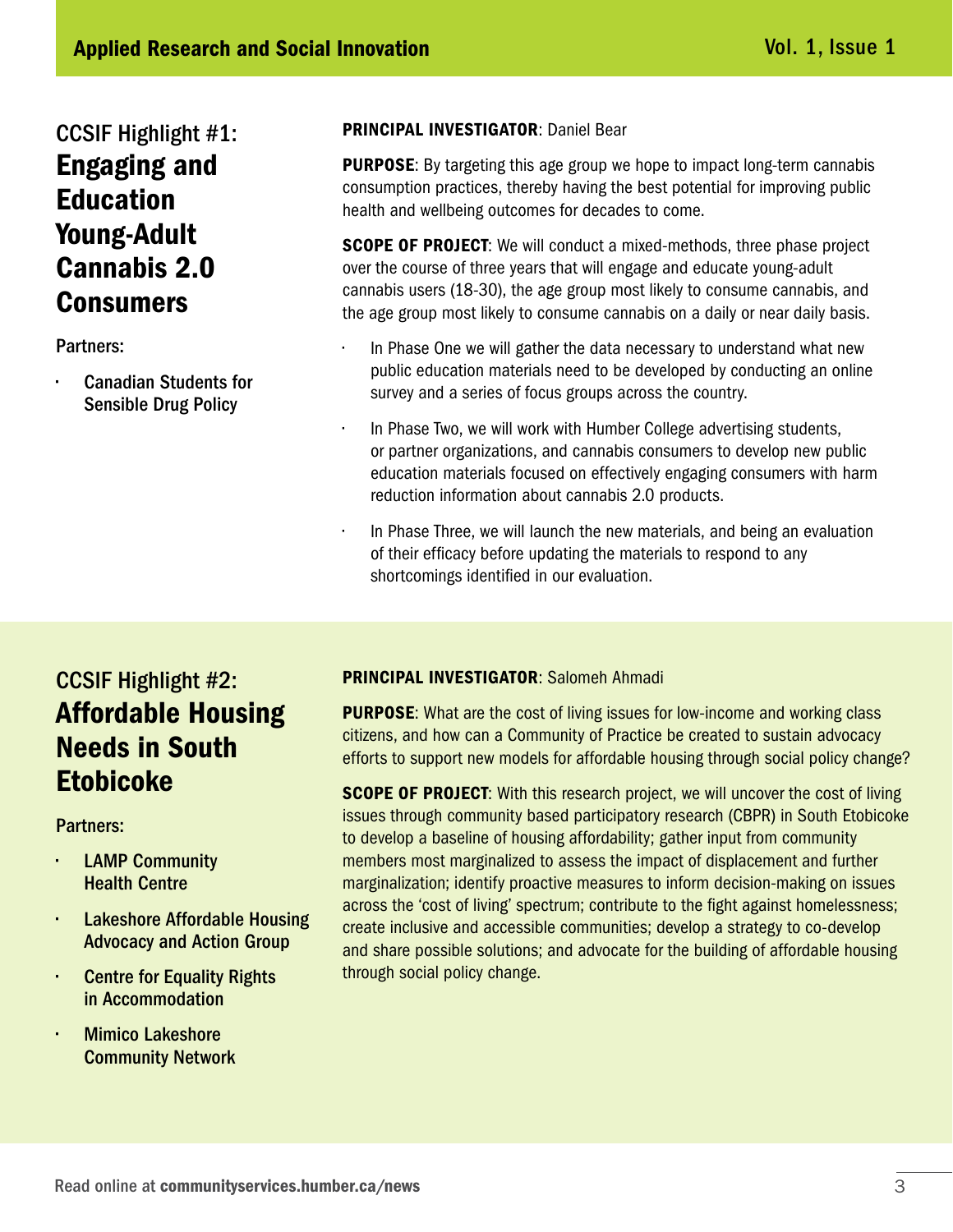## CCSIF Highlight #1: **Engaging and Education Young-Adult Cannabis 2.0 Consumers**

Partners:

- Canadian Students for Sensible Drug Policy

**PRINCIPAL INVESTIGATOR**: Daniel Bear

**PURPOSE**: By targeting this age group we hope to impact long-term cannabis consumption practices, thereby having the best potential for improving public health and wellbeing outcomes for decades to come.

**SCOPE OF PROJECT**: We will conduct a mixed-methods, three phase project over the course of three years that will engage and educate young-adult cannabis users (18-30), the age group most likely to consume cannabis, and the age group most likely to consume cannabis on a daily or near daily basis.

- In Phase One we will gather the data necessary to understand what new public education materials need to be developed by conducting an online survey and a series of focus groups across the country.
- In Phase Two, we will work with Humber College advertising students, or partner organizations, and cannabis consumers to develop new public education materials focused on effectively engaging consumers with harm reduction information about cannabis 2.0 products.
- In Phase Three, we will launch the new materials, and being an evaluation of their efficacy before updating the materials to respond to any shortcomings identified in our evaluation.

## CCSIF Highlight #2: **Affordable Housing Needs in South Etobicoke**

Partners:

- LAMP Community Health Centre
- Lakeshore Affordable Housing Advocacy and Action Group
- Centre for Equality Rights in Accommodation
- Mimico Lakeshore Community Network

**PRINCIPAL INVESTIGATOR**: Salomeh Ahmadi

**PURPOSE**: What are the cost of living issues for low-income and working class citizens, and how can a Community of Practice be created to sustain advocacy efforts to support new models for affordable housing through social policy change?

**SCOPE OF PROJECT**: With this research project, we will uncover the cost of living issues through community based participatory research (CBPR) in South Etobicoke to develop a baseline of housing affordability; gather input from community members most marginalized to assess the impact of displacement and further marginalization; identify proactive measures to inform decision-making on issues across the 'cost of living' spectrum; contribute to the fight against homelessness; create inclusive and accessible communities; develop a strategy to co-develop and share possible solutions; and advocate for the building of affordable housing through social policy change.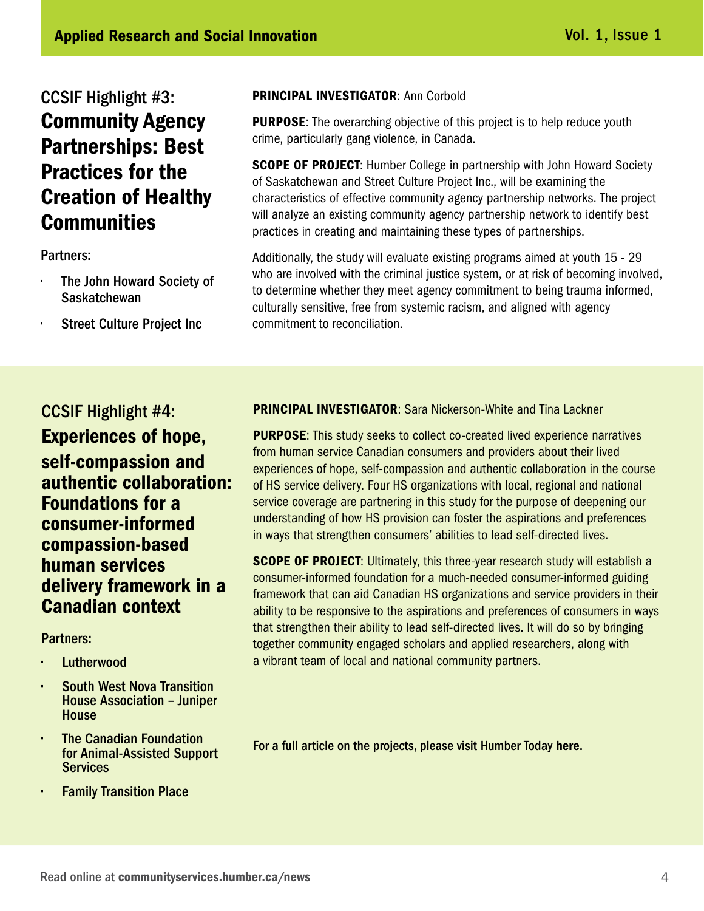## CCSIF Highlight #3: **Community Agency Partnerships: Best Practices for the Creation of Healthy Communities**

Partners:

- The John Howard Society of Saskatchewan
- Street Culture Project Inc

**PRINCIPAL INVESTIGATOR**: Ann Corbold

**PURPOSE**: The overarching objective of this project is to help reduce youth crime, particularly gang violence, in Canada.

**SCOPE OF PROJECT**: Humber College in partnership with John Howard Society of Saskatchewan and Street Culture Project Inc., will be examining the characteristics of effective community agency partnership networks. The project will analyze an existing community agency partnership network to identify best practices in creating and maintaining these types of partnerships.

Additionally, the study will evaluate existing programs aimed at youth 15 - 29 who are involved with the criminal justice system, or at risk of becoming involved, to determine whether they meet agency commitment to being trauma informed, culturally sensitive, free from systemic racism, and aligned with agency commitment to reconciliation.

## CCSIF Highlight #4: **Experiences of hope, self-compassion and authentic collaboration: Foundations for a consumer-informed compassion-based human services delivery framework in a Canadian context**

Partners:

- Lutherwood
- South West Nova Transition House Association – Juniper House
- The Canadian Foundation for Animal-Assisted Support Services
- Family Transition Place

**PRINCIPAL INVESTIGATOR**: Sara Nickerson-White and Tina Lackner

**PURPOSE**: This study seeks to collect co-created lived experience narratives from human service Canadian consumers and providers about their lived experiences of hope, self-compassion and authentic collaboration in the course of HS service delivery. Four HS organizations with local, regional and national service coverage are partnering in this study for the purpose of deepening our understanding of how HS provision can foster the aspirations and preferences in ways that strengthen consumers' abilities to lead self-directed lives.

**SCOPE OF PROJECT**: Ultimately, this three-year research study will establish a consumer-informed foundation for a much-needed consumer-informed guiding framework that can aid Canadian HS organizations and service providers in their ability to be responsive to the aspirations and preferences of consumers in ways that strengthen their ability to lead self-directed lives. It will do so by bringing together community engaged scholars and applied researchers, along with a vibrant team of local and national community partners.

For a full article on the projects, please visit Humber Today **here**.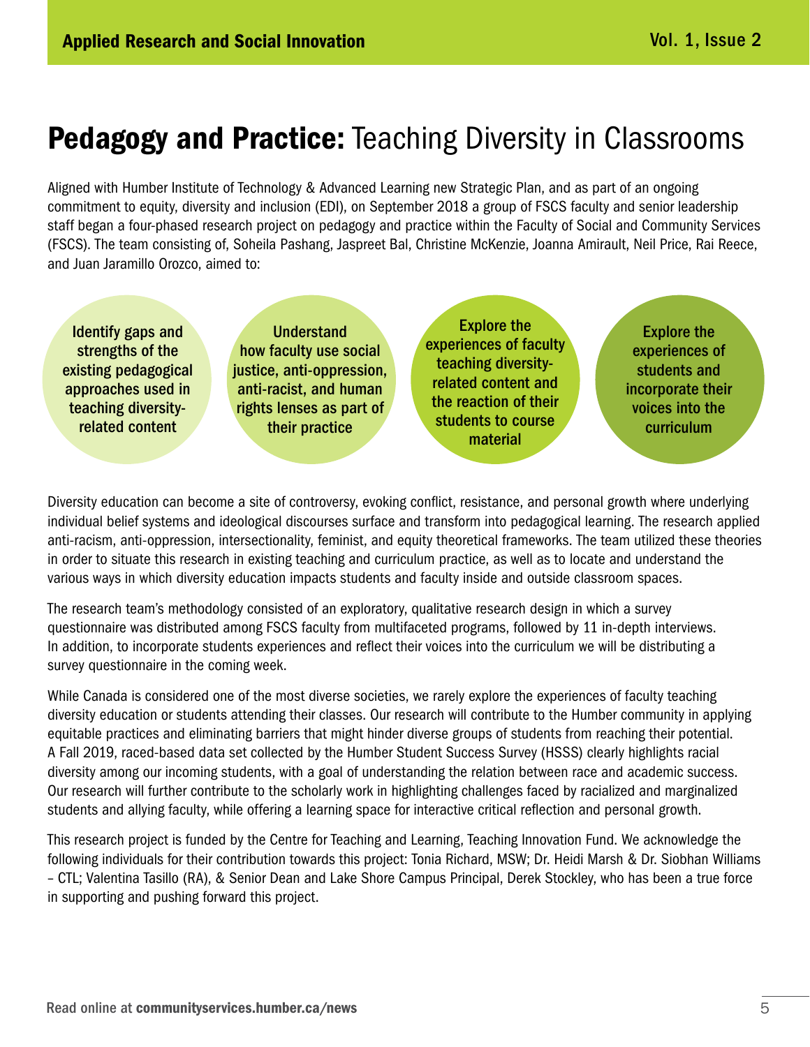# **Pedagogy and Practice:** Teaching Diversity in Classrooms

Aligned with Humber Institute of Technology & Advanced Learning new Strategic Plan, and as part of an ongoing commitment to equity, diversity and inclusion (EDI), on September 2018 a group of FSCS faculty and senior leadership staff began a four-phased research project on pedagogy and practice within the Faculty of Social and Community Services (FSCS). The team consisting of, Soheila Pashang, Jaspreet Bal, Christine McKenzie, Joanna Amirault, Neil Price, Rai Reece, and Juan Jaramillo Orozco, aimed to:

- **Identify gaps and strengths of the existing pedagogical approaches used in teaching diversity-related content**
- **Understand how faculty use social justice, anti-oppression, anti-racist, and human rights lenses as part of their practice**
- **Explore the experiences of faculty teaching diversity-related content and the reaction of their students to course material**
- **Explore the experiences of students and incorporate their voices into the curriculum**

Diversity education can become a site of controversy, evoking conflict, resistance, and personal growth where underlying individual belief systems and ideological discourses surface and transform into pedagogical learning. The research applied anti-racism, anti-oppression, intersectionality, feminist, and equity theoretical frameworks. The team utilized these theories in order to situate this research in existing teaching and curriculum practice, as well as to locate and understand the various ways in which diversity education impacts students and faculty inside and outside classroom spaces.

The research team's methodology consisted of an exploratory, qualitative research design in which a survey questionnaire was distributed among FSCS faculty from multifaceted programs, followed by 11 in-depth interviews. In addition, to incorporate students experiences and reflect their voices into the curriculum we will be distributing a survey questionnaire in the coming week.

While Canada is considered one of the most diverse societies, we rarely explore the experiences of faculty teaching diversity education or students attending their classes. Our research will contribute to the Humber community in applying equitable practices and eliminating barriers that might hinder diverse groups of students from reaching their potential. A Fall 2019, raced-based data set collected by the Humber Student Success Survey (HSSS) clearly highlights racial diversity among our incoming students, with a goal of understanding the relation between race and academic success. Our research will further contribute to the scholarly work in highlighting challenges faced by racialized and marginalized students and allying faculty, while offering a learning space for interactive critical reflection and personal growth.

This research project is funded by the Centre for Teaching and Learning, Teaching Innovation Fund. We acknowledge the following individuals for their contribution towards this project: Tonia Richard, MSW; Dr. Heidi Marsh & Dr. Siobhan Williams – CTL; Valentina Tasillo (RA), & Senior Dean and Lake Shore Campus Principal, Derek Stockley, who has been a true force in supporting and pushing forward this project.

Read online at **communityservices.humber.ca/news**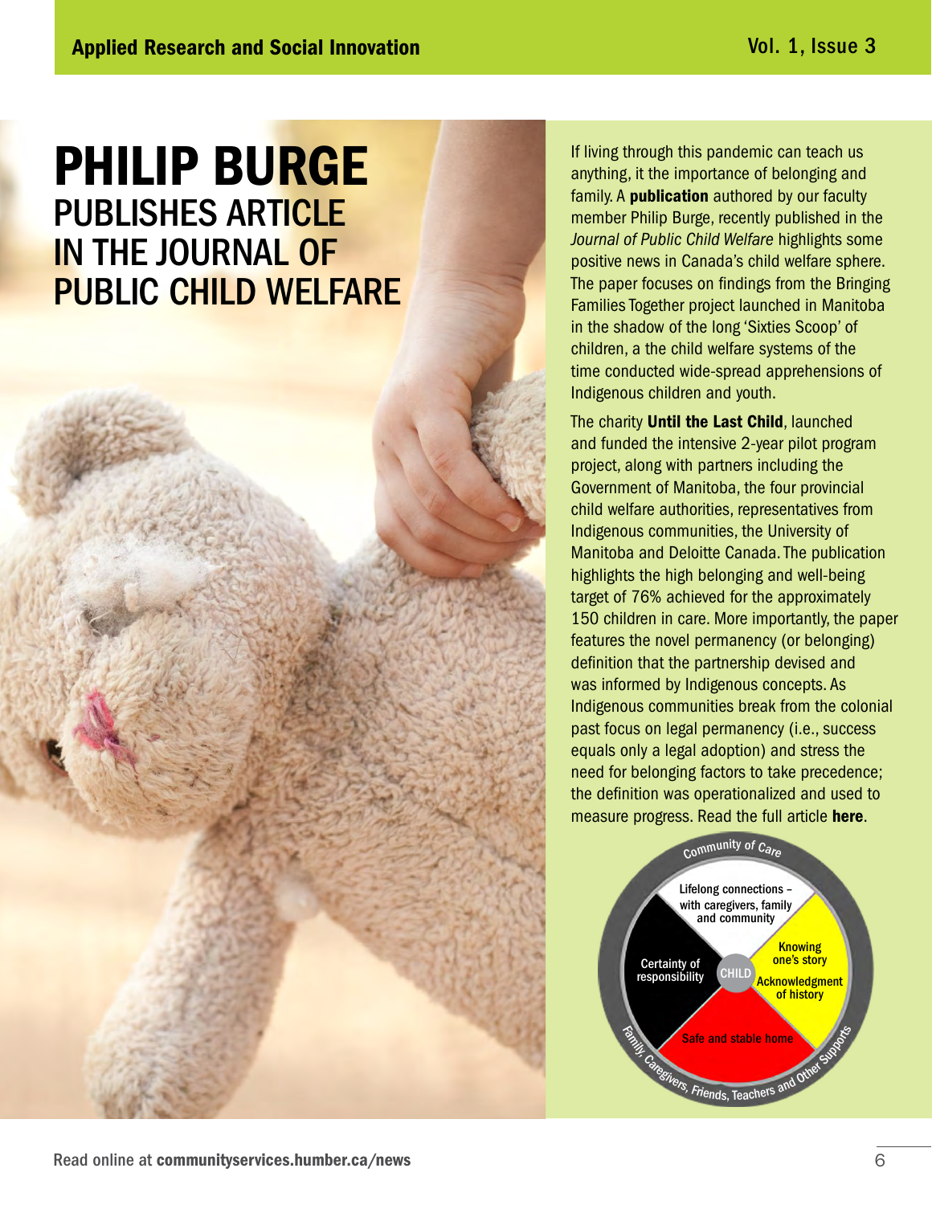# PHILIP BURGE

## PUBLISHES ARTICLE IN THE JOURNAL OF PUBLIC CHILD WELFARE

If living through this pandemic can teach us anything, it the importance of belonging and family. A **publication** authored by our faculty member Philip Burge, recently published in the *Journal of Public Child Welfare* highlights some positive news in Canada's child welfare sphere. The paper focuses on findings from the Bringing Families Together project launched in Manitoba in the shadow of the long 'Sixties Scoop' of children, a the child welfare systems of the time conducted wide-spread apprehensions of Indigenous children and youth.

The charity **Until the Last Child**, launched and funded the intensive 2-year pilot program project, along with partners including the Government of Manitoba, the four provincial child welfare authorities, representatives from Indigenous communities, the University of Manitoba and Deloitte Canada. The publication highlights the high belonging and well-being target of 76% achieved for the approximately 150 children in care. More importantly, the paper features the novel permanency (or belonging) definition that the partnership devised and was informed by Indigenous concepts. As Indigenous communities break from the colonial past focus on legal permanency (i.e., success equals only a legal adoption) and stress the need for belonging factors to take precedence; the definition was operationalized and used to measure progress. Read the full article **here**.

Community of Care

Lifelong connections – with caregivers, family and community

Knowing one's story

Acknowledgment of history

Certainty of responsibility

CHILD

Safe and stable home

Family, Caregivers, Friends, Teachers and Other Supports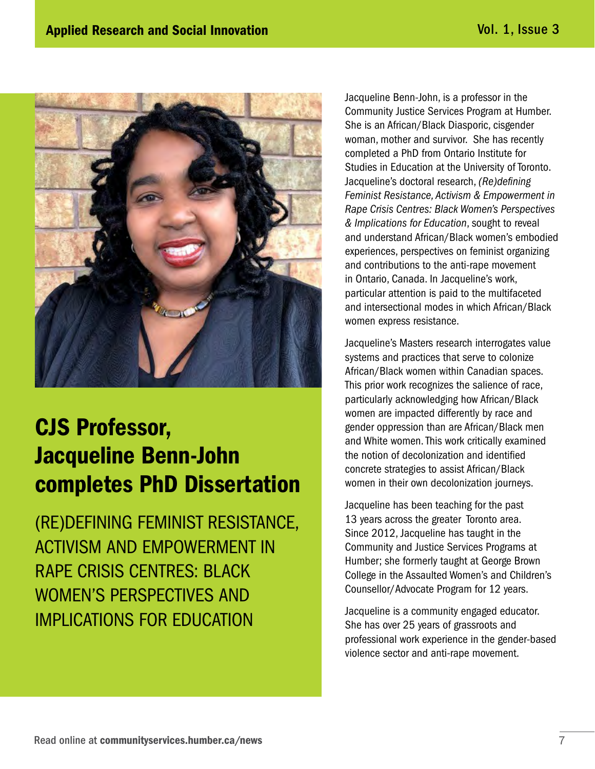# CJS Professor, Jacqueline Benn-John completes PhD Dissertation

## (RE)DEFINING FEMINIST RESISTANCE, ACTIVISM AND EMPOWERMENT IN RAPE CRISIS CENTRES: BLACK WOMEN'S PERSPECTIVES AND IMPLICATIONS FOR EDUCATION

Jacqueline Benn-John, is a professor in the Community Justice Services Program at Humber. She is an African/Black Diasporic, cisgender woman, mother and survivor. She has recently completed a PhD from Ontario Institute for Studies in Education at the University of Toronto. Jacqueline's doctoral research, *(Re)defining Feminist Resistance, Activism & Empowerment in Rape Crisis Centres: Black Women's Perspectives & Implications for Education*, sought to reveal and understand African/Black women's embodied experiences, perspectives on feminist organizing and contributions to the anti-rape movement in Ontario, Canada. In Jacqueline's work, particular attention is paid to the multifaceted and intersectional modes in which African/Black women express resistance.

Jacqueline's Masters research interrogates value systems and practices that serve to colonize African/Black women within Canadian spaces. This prior work recognizes the salience of race, particularly acknowledging how African/Black women are impacted differently by race and gender oppression than are African/Black men and White women. This work critically examined the notion of decolonization and identified concrete strategies to assist African/Black women in their own decolonization journeys.

Jacqueline has been teaching for the past 13 years across the greater Toronto area. Since 2012, Jacqueline has taught in the Community and Justice Services Programs at Humber; she formerly taught at George Brown College in the Assaulted Women's and Children's Counsellor/Advocate Program for 12 years.

Jacqueline is a community engaged educator. She has over 25 years of grassroots and professional work experience in the gender-based violence sector and anti-rape movement.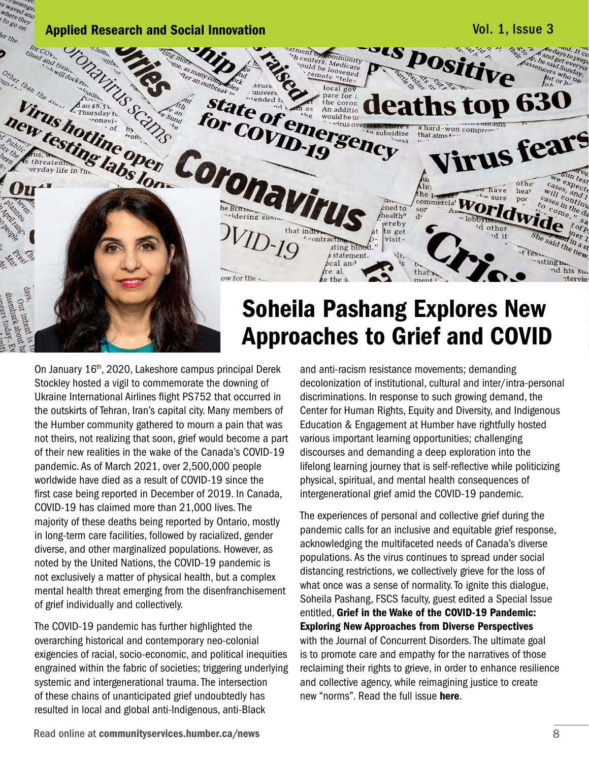# Soheila Pashang Explores New Approaches to Grief and COVID

On January 16th, 2020, Lakeshore campus principal Derek Stockley hosted a vigil to commemorate the downing of Ukraine International Airlines flight PS752 that occurred in the outskirts of Tehran, Iran's capital city. Many members of the Humber community gathered to mourn a pain that was not theirs, not realizing that soon, grief would become a part of their new realities in the wake of the Canada's COVID-19 pandemic. As of March 2021, over 2,500,000 people worldwide have died as a result of COVID-19 since the first case being reported in December of 2019. In Canada, COVID-19 has claimed more than 21,000 lives. The majority of these deaths being reported by Ontario, mostly in long-term care facilities, followed by racialized, gender diverse, and other marginalized populations. However, as noted by the United Nations, the COVID-19 pandemic is not exclusively a matter of physical health, but a complex mental health threat emerging from the disenfranchisement of grief individually and collectively.

The COVID-19 pandemic has further highlighted the overarching historical and contemporary neo-colonial exigencies of racial, socio-economic, and political inequities engrained within the fabric of societies; triggering underlying systemic and intergenerational trauma. The intersection of these chains of unanticipated grief undoubtedly has resulted in local and global anti-Indigenous, anti-Black and anti-racism resistance movements; demanding decolonization of institutional, cultural and inter/intra-personal discriminations. In response to such growing demand, the Center for Human Rights, Equity and Diversity, and Indigenous Education & Engagement at Humber have rightfully hosted various important learning opportunities; challenging discourses and demanding a deep exploration into the lifelong learning journey that is self-reflective while politicizing physical, spiritual, and mental health consequences of intergenerational grief amid the COVID-19 pandemic.

The experiences of personal and collective grief during the pandemic calls for an inclusive and equitable grief response, acknowledging the multifaceted needs of Canada's diverse populations. As the virus continues to spread under social distancing restrictions, we collectively grieve for the loss of what once was a sense of normality. To ignite this dialogue, Soheila Pashang, FSCS faculty, guest edited a Special Issue entitled, **Grief in the Wake of the COVID-19 Pandemic: Exploring New Approaches from Diverse Perspectives** with the Journal of Concurrent Disorders. The ultimate goal is to promote care and empathy for the narratives of those reclaiming their rights to grieve, in order to enhance resilience and collective agency, while reimagining justice to create new "norms". Read the full issue **here**.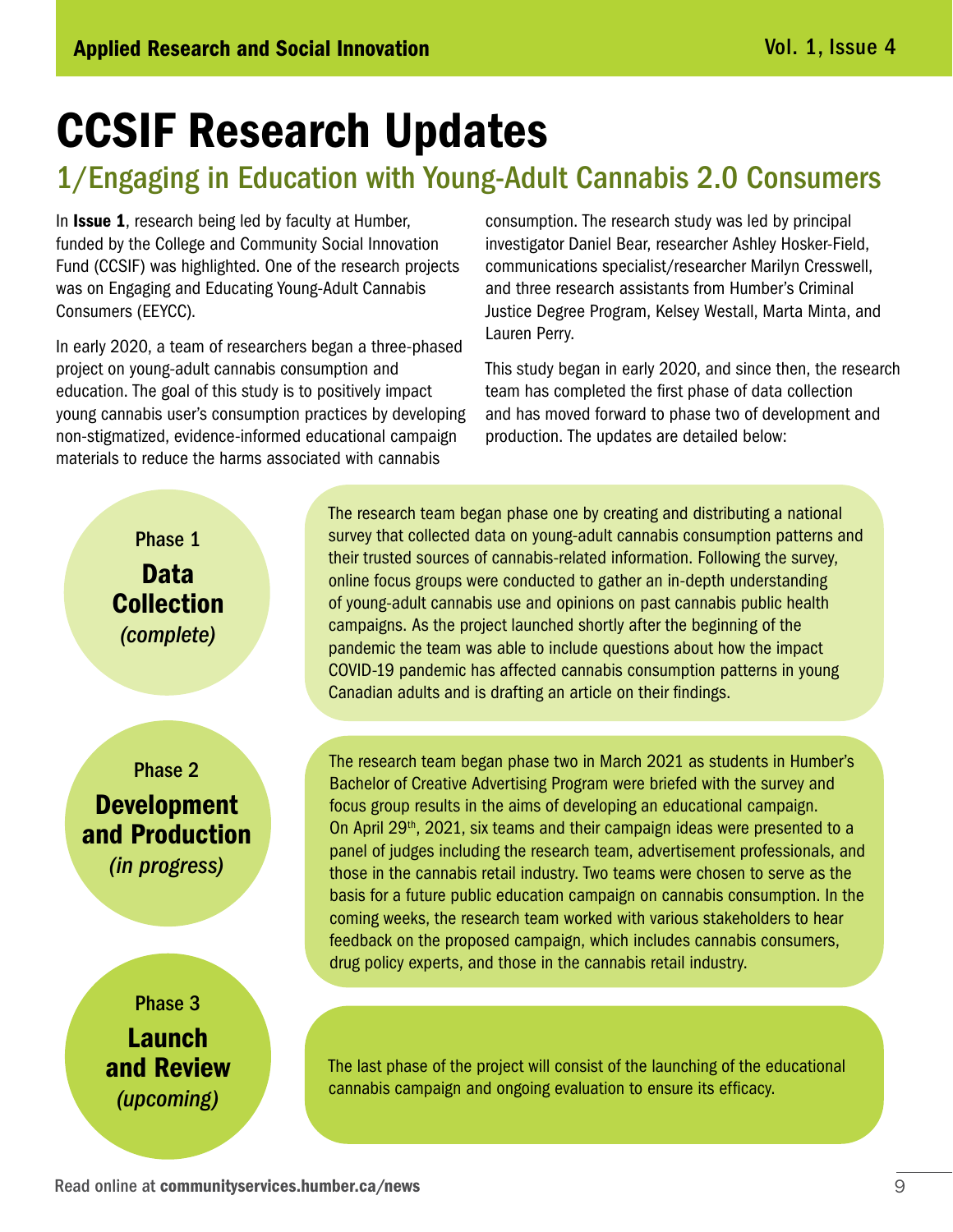# CCSIF Research Updates

## 1/Engaging in Education with Young-Adult Cannabis 2.0 Consumers

In **Issue 1**, research being led by faculty at Humber, funded by the College and Community Social Innovation Fund (CCSIF) was highlighted. One of the research projects was on Engaging and Educating Young-Adult Cannabis Consumers (EEYCC).

In early 2020, a team of researchers began a three-phased project on young-adult cannabis consumption and education. The goal of this study is to positively impact young cannabis user's consumption practices by developing non-stigmatized, evidence-informed educational campaign materials to reduce the harms associated with cannabis consumption. The research study was led by principal investigator Daniel Bear, researcher Ashley Hosker-Field, communications specialist/researcher Marilyn Cresswell, and three research assistants from Humber's Criminal Justice Degree Program, Kelsey Westall, Marta Minta, and Lauren Perry.

This study began in early 2020, and since then, the research team has completed the first phase of data collection and has moved forward to phase two of development and production. The updates are detailed below:

### Phase 1 — Data Collection *(complete)*

The research team began phase one by creating and distributing a national survey that collected data on young-adult cannabis consumption patterns and their trusted sources of cannabis-related information. Following the survey, online focus groups were conducted to gather an in-depth understanding of young-adult cannabis use and opinions on past cannabis public health campaigns. As the project launched shortly after the beginning of the pandemic the team was able to include questions about how the impact COVID-19 pandemic has affected cannabis consumption patterns in young Canadian adults and is drafting an article on their findings.

### Phase 2 — Development and Production *(in progress)*

The research team began phase two in March 2021 as students in Humber's Bachelor of Creative Advertising Program were briefed with the survey and focus group results in the aims of developing an educational campaign. On April 29th, 2021, six teams and their campaign ideas were presented to a panel of judges including the research team, advertisement professionals, and those in the cannabis retail industry. Two teams were chosen to serve as the basis for a future public education campaign on cannabis consumption. In the coming weeks, the research team worked with various stakeholders to hear feedback on the proposed campaign, which includes cannabis consumers, drug policy experts, and those in the cannabis retail industry.

### Phase 3 — Launch and Review *(upcoming)*

The last phase of the project will consist of the launching of the educational cannabis campaign and ongoing evaluation to ensure its efficacy.

Read online at **communityservices.humber.ca/news**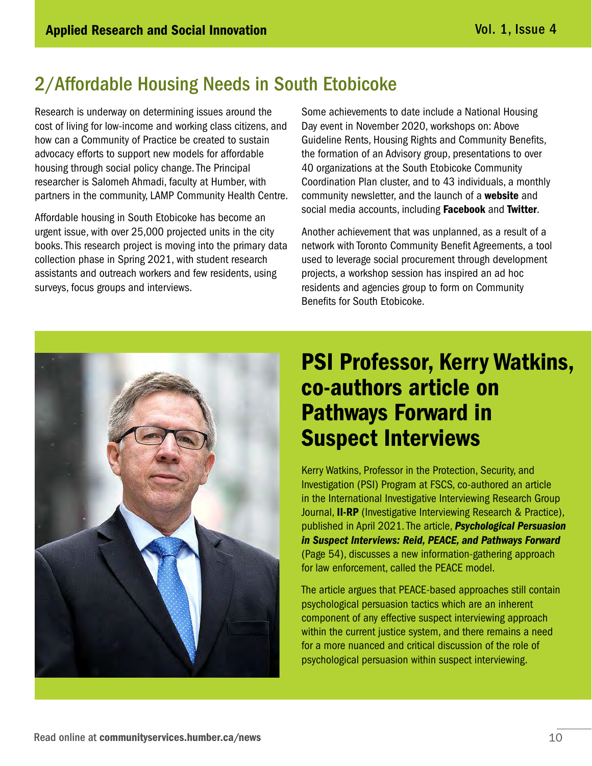## 2/Affordable Housing Needs in South Etobicoke

Research is underway on determining issues around the cost of living for low-income and working class citizens, and how can a Community of Practice be created to sustain advocacy efforts to support new models for affordable housing through social policy change. The Principal researcher is Salomeh Ahmadi, faculty at Humber, with partners in the community, LAMP Community Health Centre.

Affordable housing in South Etobicoke has become an urgent issue, with over 25,000 projected units in the city books. This research project is moving into the primary data collection phase in Spring 2021, with student research assistants and outreach workers and few residents, using surveys, focus groups and interviews.

Some achievements to date include a National Housing Day event in November 2020, workshops on: Above Guideline Rents, Housing Rights and Community Benefits, the formation of an Advisory group, presentations to over 40 organizations at the South Etobicoke Community Coordination Plan cluster, and to 43 individuals, a monthly community newsletter, and the launch of a **website** and social media accounts, including **Facebook** and **Twitter**.

Another achievement that was unplanned, as a result of a network with Toronto Community Benefit Agreements, a tool used to leverage social procurement through development projects, a workshop session has inspired an ad hoc residents and agencies group to form on Community Benefits for South Etobicoke.

## PSI Professor, Kerry Watkins, co-authors article on Pathways Forward in Suspect Interviews

Kerry Watkins, Professor in the Protection, Security, and Investigation (PSI) Program at FSCS, co-authored an article in the International Investigative Interviewing Research Group Journal, **II-RP** (Investigative Interviewing Research & Practice), published in April 2021. The article, ***Psychological Persuasion in Suspect Interviews: Reid, PEACE, and Pathways Forward*** (Page 54), discusses a new information-gathering approach for law enforcement, called the PEACE model.

The article argues that PEACE-based approaches still contain psychological persuasion tactics which are an inherent component of any effective suspect interviewing approach within the current justice system, and there remains a need for a more nuanced and critical discussion of the role of psychological persuasion within suspect interviewing.

Read online at **communityservices.humber.ca/news**